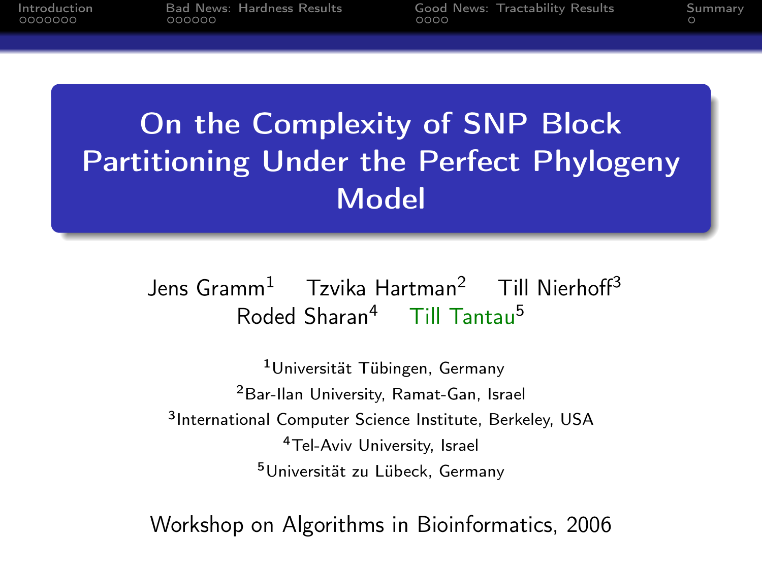# On the Complexity of SNP Block Partitioning Under the Perfect Phylogeny Model

Jens Gramm[1] Tzvika Hartman[2] Till Nierhoff[3]
Roded Sharan[4] Till Tantau[5]

[1]Universität Tübingen, Germany
[2]Bar-Ilan University, Ramat-Gan, Israel
[3]International Computer Science Institute, Berkeley, USA
[4]Tel-Aviv University, Israel
[5]Universität zu Lübeck, Germany

Workshop on Algorithms in Bioinformatics, 2006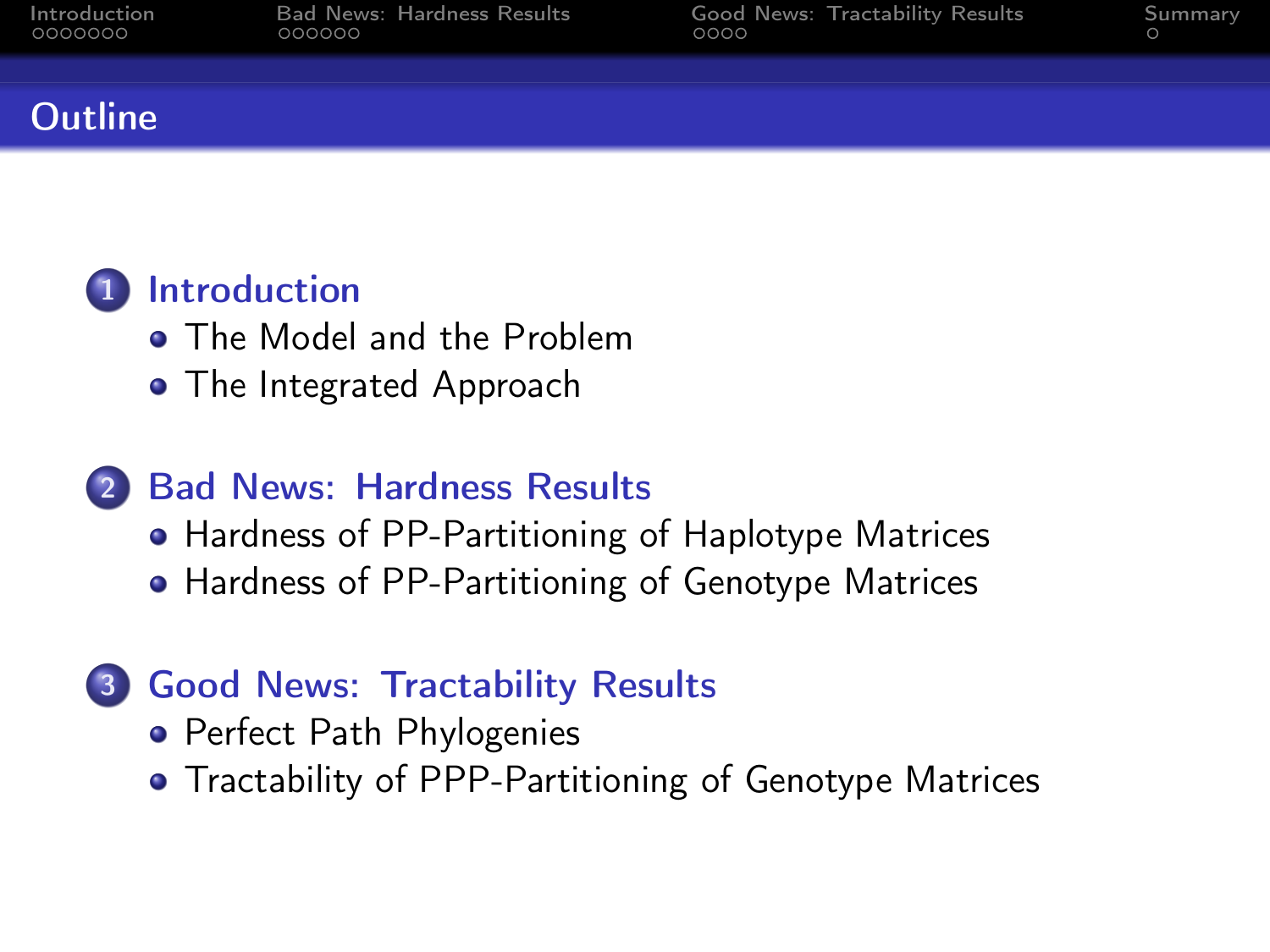# Outline

1. Introduction
   - The Model and the Problem
   - The Integrated Approach
2. Bad News: Hardness Results
   - Hardness of PP-Partitioning of Haplotype Matrices
   - Hardness of PP-Partitioning of Genotype Matrices
3. Good News: Tractability Results
   - Perfect Path Phylogenies
   - Tractability of PPP-Partitioning of Genotype Matrices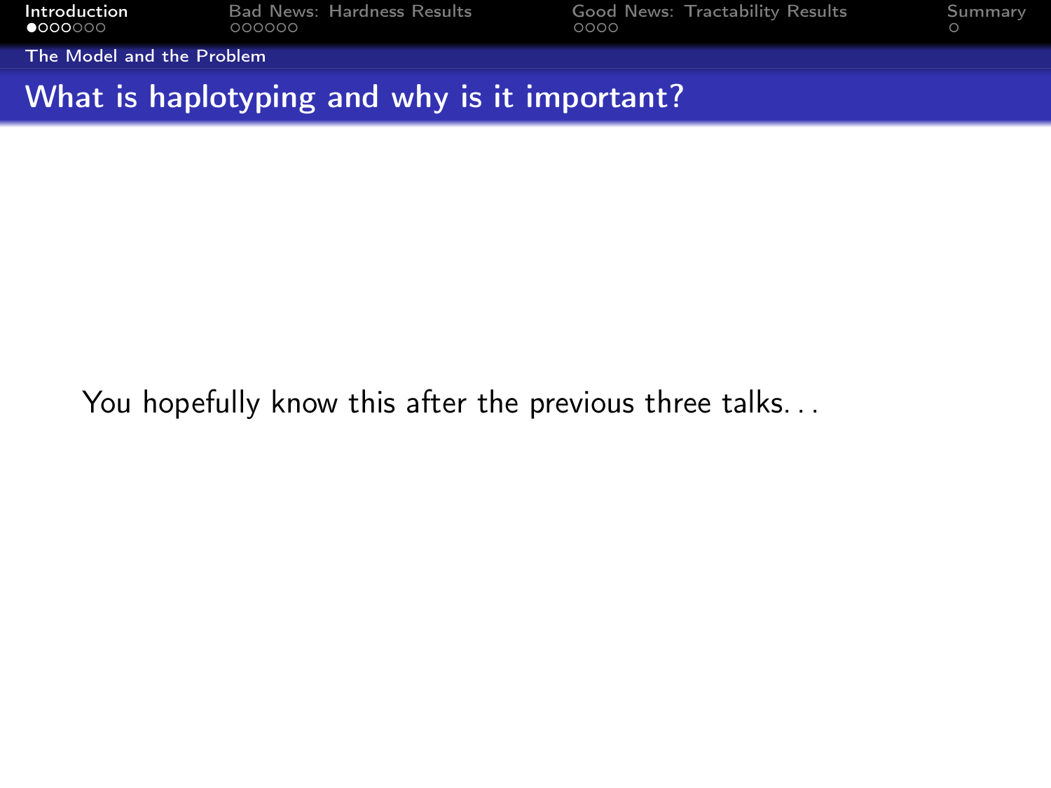## What is haplotyping and why is it important?

You hopefully know this after the previous three talks...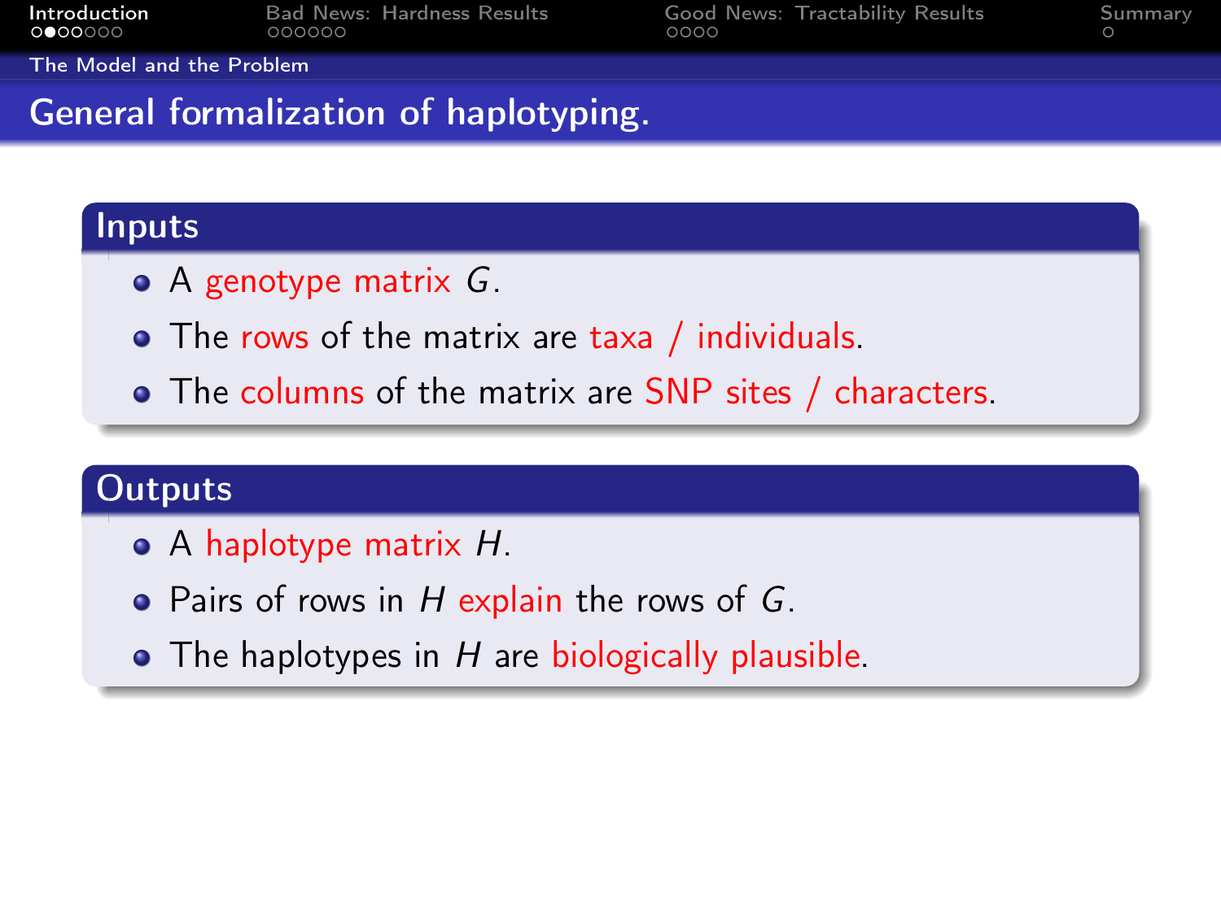# General formalization of haplotyping.

## Inputs

- A genotype matrix $G$.
- The rows of the matrix are taxa / individuals.
- The columns of the matrix are SNP sites / characters.

## Outputs

- A haplotype matrix $H$.
- Pairs of rows in $H$ explain the rows of $G$.
- The haplotypes in $H$ are biologically plausible.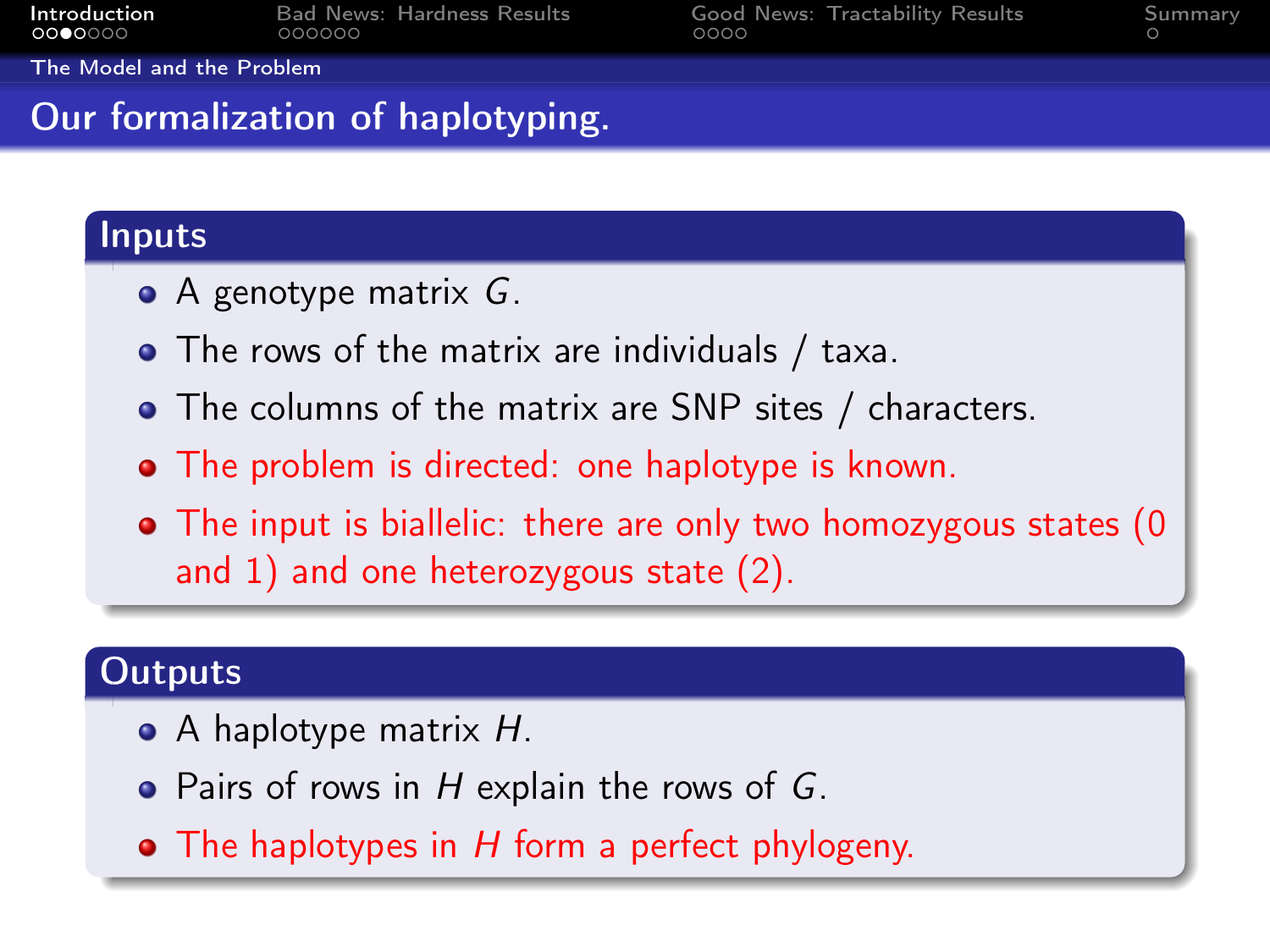# Our formalization of haplotyping.

## Inputs

- A genotype matrix $G$.
- The rows of the matrix are individuals / taxa.
- The columns of the matrix are SNP sites / characters.
- The problem is directed: one haplotype is known.
- The input is biallelic: there are only two homozygous states (0 and 1) and one heterozygous state (2).

## Outputs

- A haplotype matrix $H$.
- Pairs of rows in $H$ explain the rows of $G$.
- The haplotypes in $H$ form a perfect phylogeny.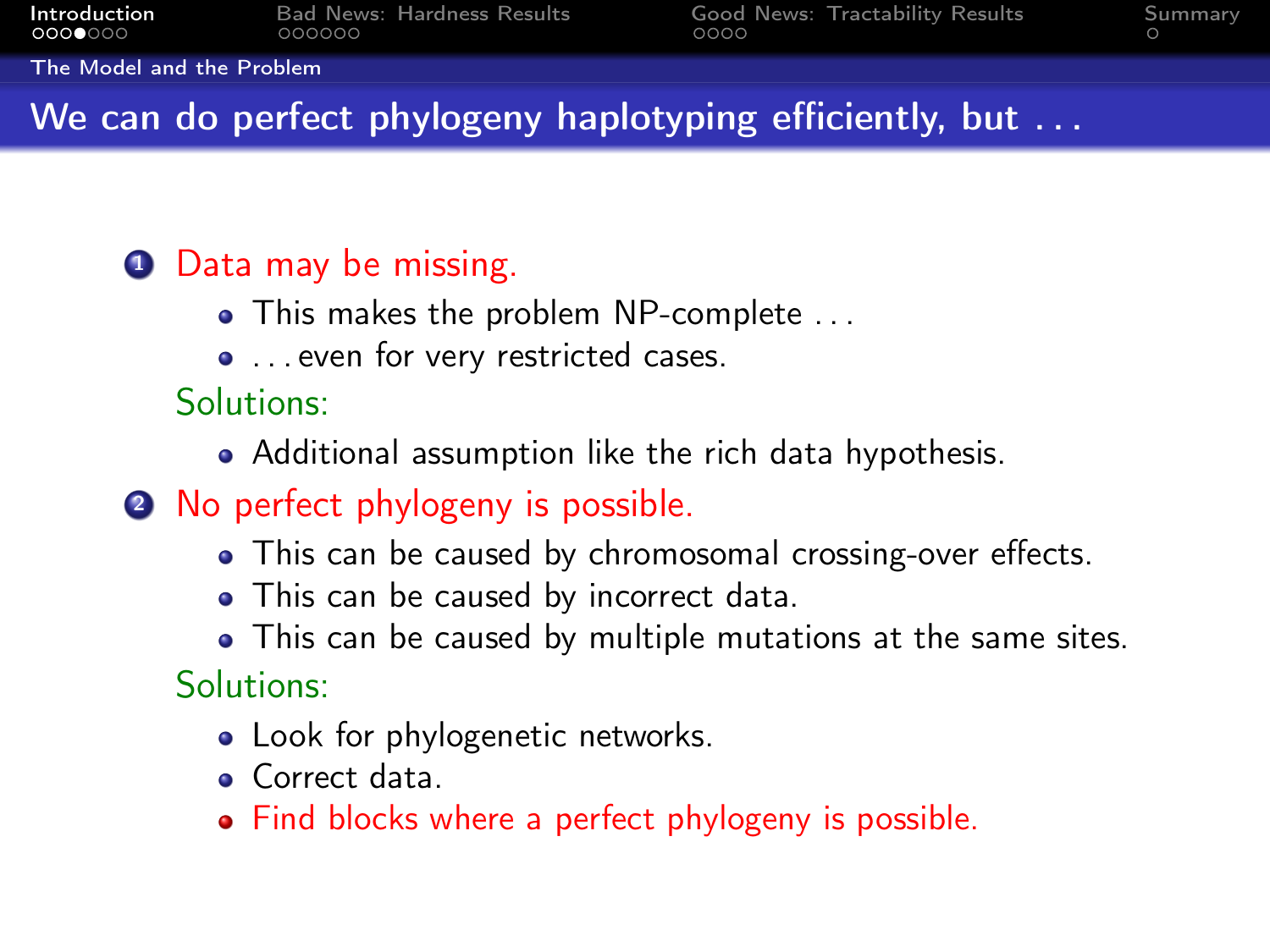## We can do perfect phylogeny haplotyping efficiently, but …

1. Data may be missing.
   - This makes the problem NP-complete …
   - …even for very restricted cases.

   Solutions:

   - Additional assumption like the rich data hypothesis.

2. No perfect phylogeny is possible.
   - This can be caused by chromosomal crossing-over effects.
   - This can be caused by incorrect data.
   - This can be caused by multiple mutations at the same sites.

   Solutions:

   - Look for phylogenetic networks.
   - Correct data.
   - Find blocks where a perfect phylogeny is possible.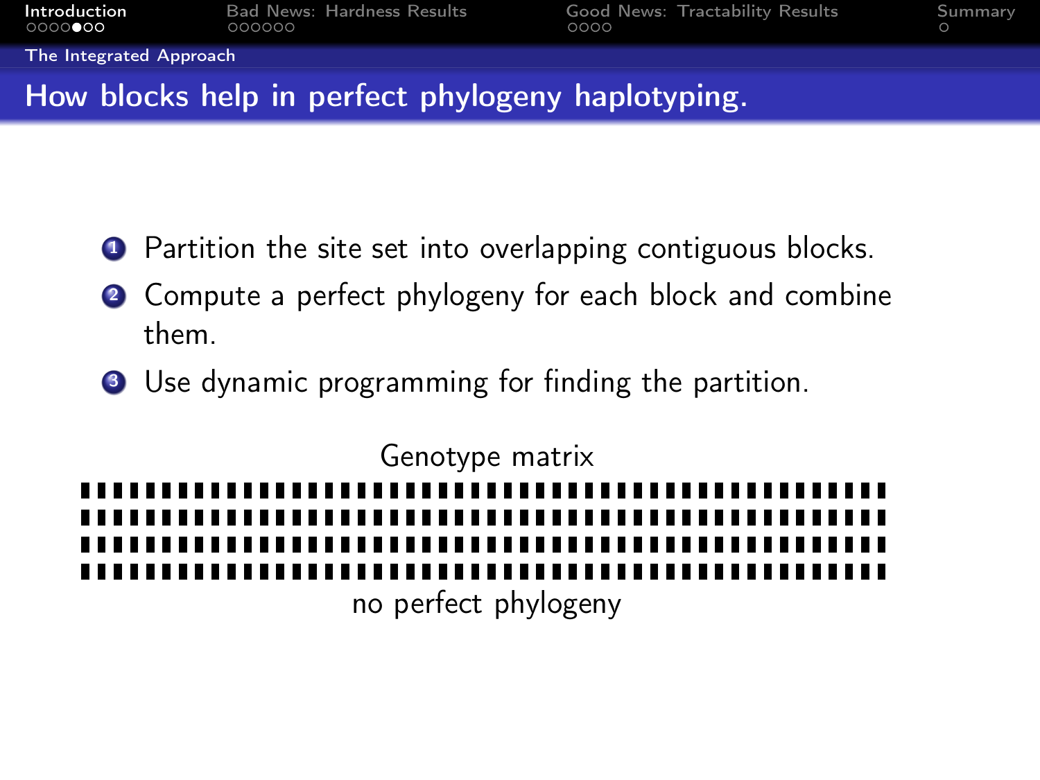## How blocks help in perfect phylogeny haplotyping.

1. Partition the site set into overlapping contiguous blocks.
2. Compute a perfect phylogeny for each block and combine them.
3. Use dynamic programming for finding the partition.

Genotype matrix

no perfect phylogeny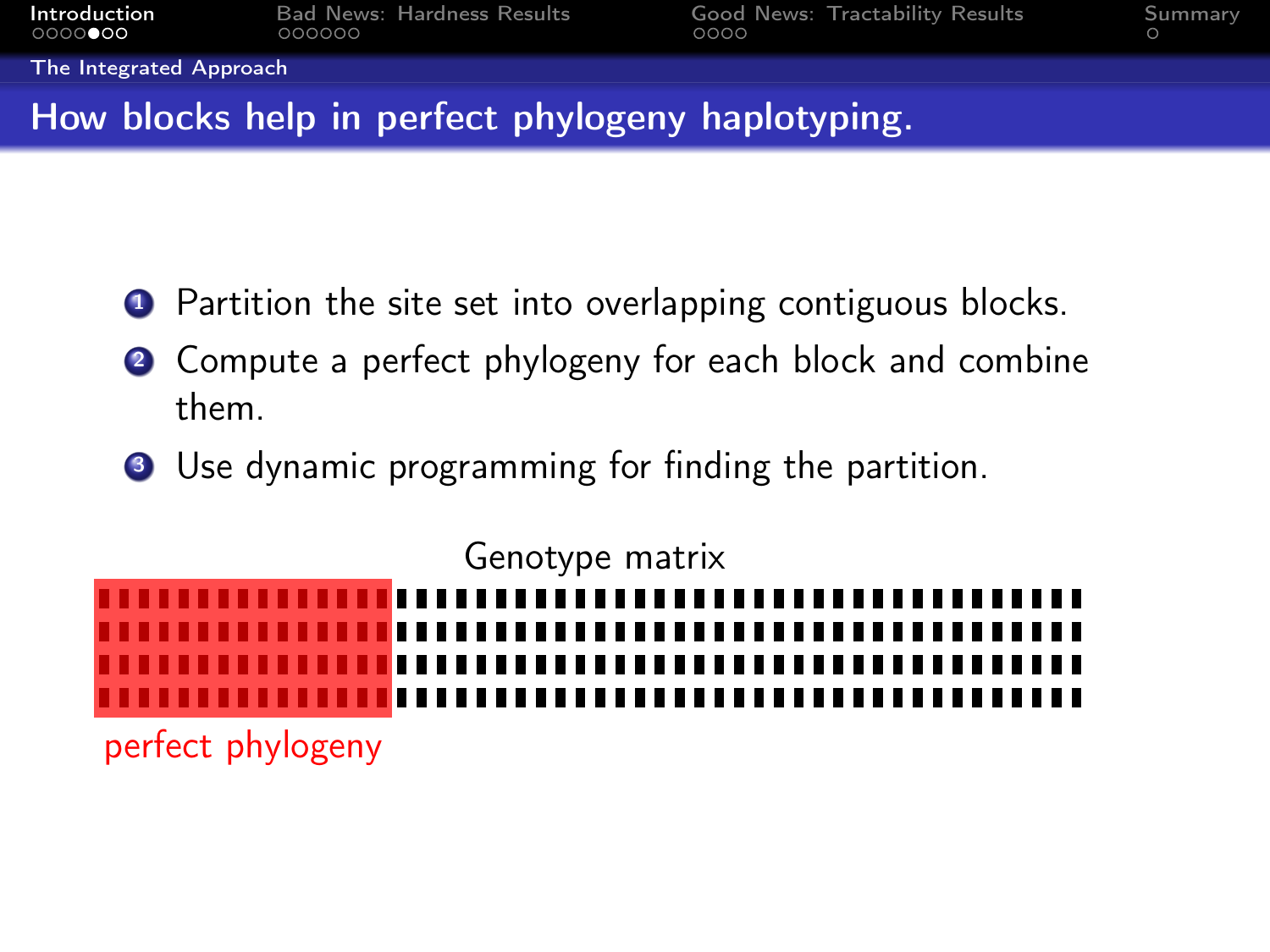## How blocks help in perfect phylogeny haplotyping.

1. Partition the site set into overlapping contiguous blocks.
2. Compute a perfect phylogeny for each block and combine them.
3. Use dynamic programming for finding the partition.

Genotype matrix

perfect phylogeny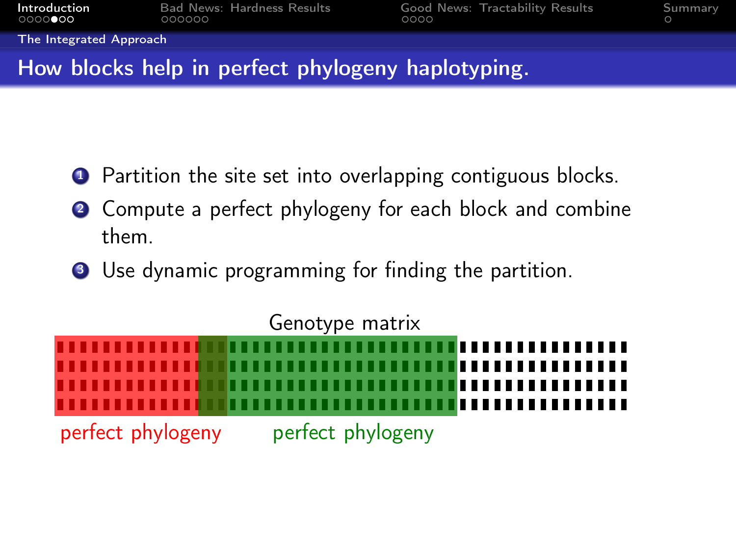## How blocks help in perfect phylogeny haplotyping.

1. Partition the site set into overlapping contiguous blocks.
2. Compute a perfect phylogeny for each block and combine them.
3. Use dynamic programming for finding the partition.

Genotype matrix

perfect phylogeny

perfect phylogeny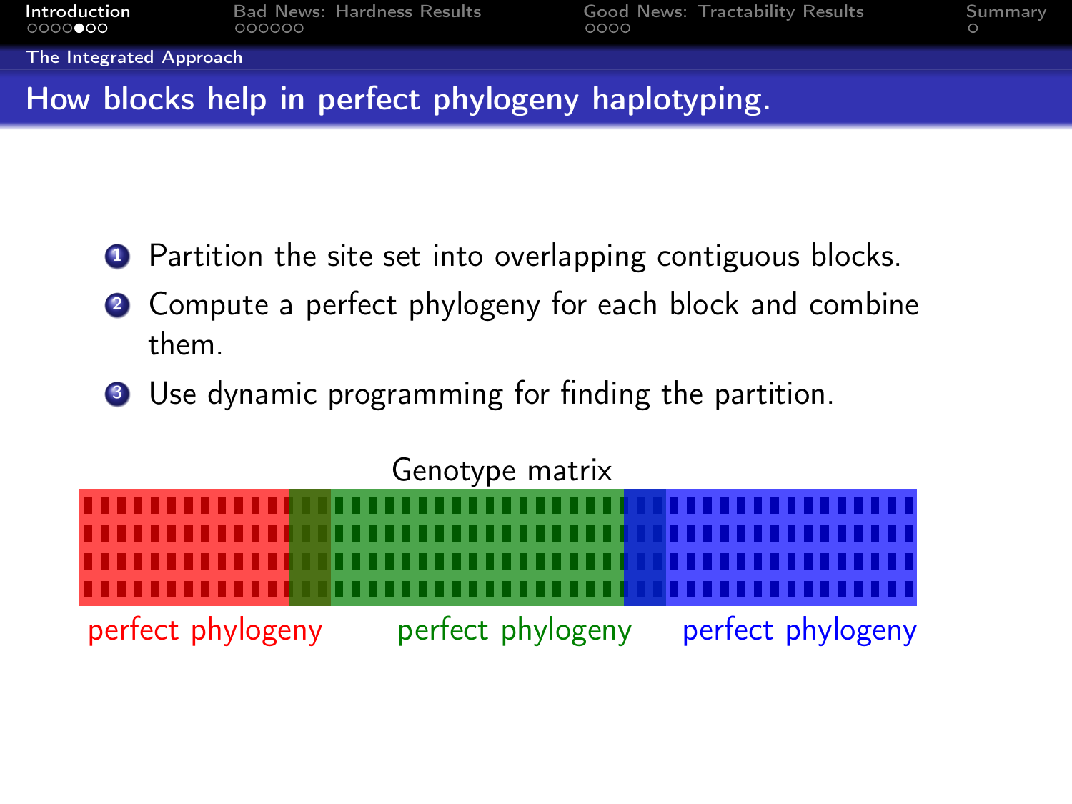## How blocks help in perfect phylogeny haplotyping.

1. Partition the site set into overlapping contiguous blocks.
2. Compute a perfect phylogeny for each block and combine them.
3. Use dynamic programming for finding the partition.

Genotype matrix

perfect phylogeny perfect phylogeny perfect phylogeny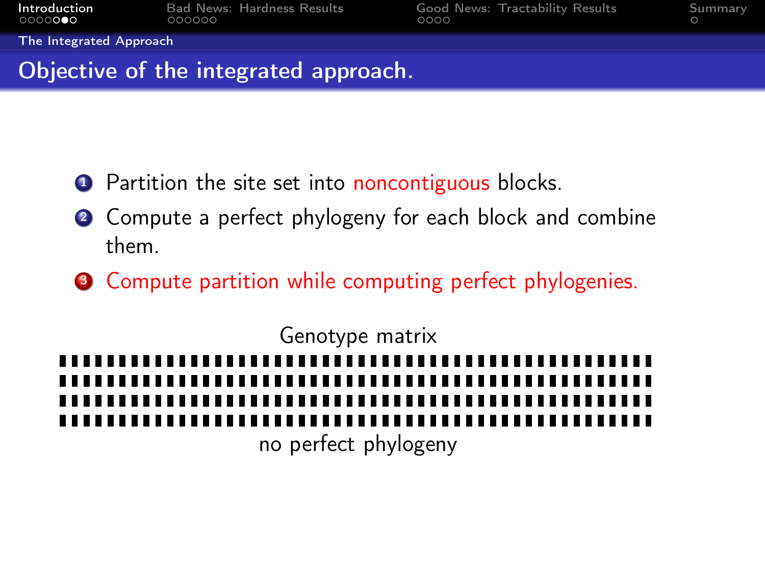## Objective of the integrated approach.

1. Partition the site set into noncontiguous blocks.
2. Compute a perfect phylogeny for each block and combine them.
3. Compute partition while computing perfect phylogenies.

Genotype matrix

no perfect phylogeny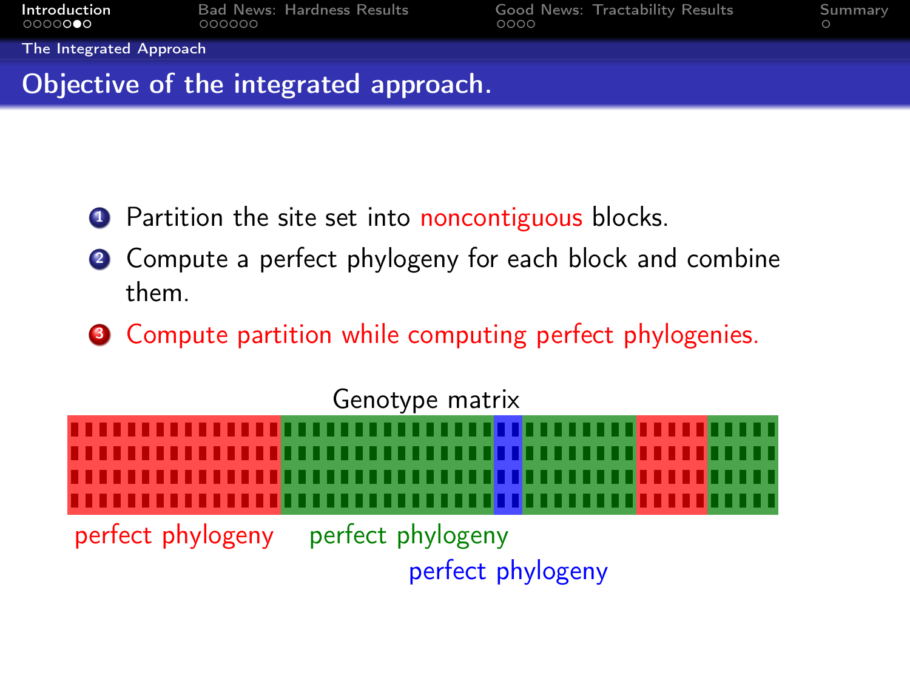# Objective of the integrated approach.

1. Partition the site set into noncontiguous blocks.
2. Compute a perfect phylogeny for each block and combine them.
3. Compute partition while computing perfect phylogenies.

Genotype matrix

perfect phylogeny

perfect phylogeny

perfect phylogeny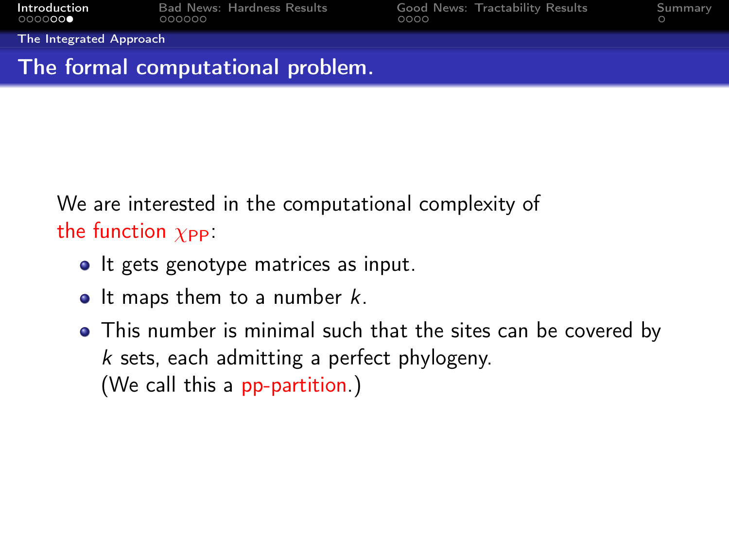## The formal computational problem.

We are interested in the computational complexity of the function $\chi_{PP}$:

- It gets genotype matrices as input.
- It maps them to a number $k$.
- This number is minimal such that the sites can be covered by $k$ sets, each admitting a perfect phylogeny.
  (We call this a pp-partition.)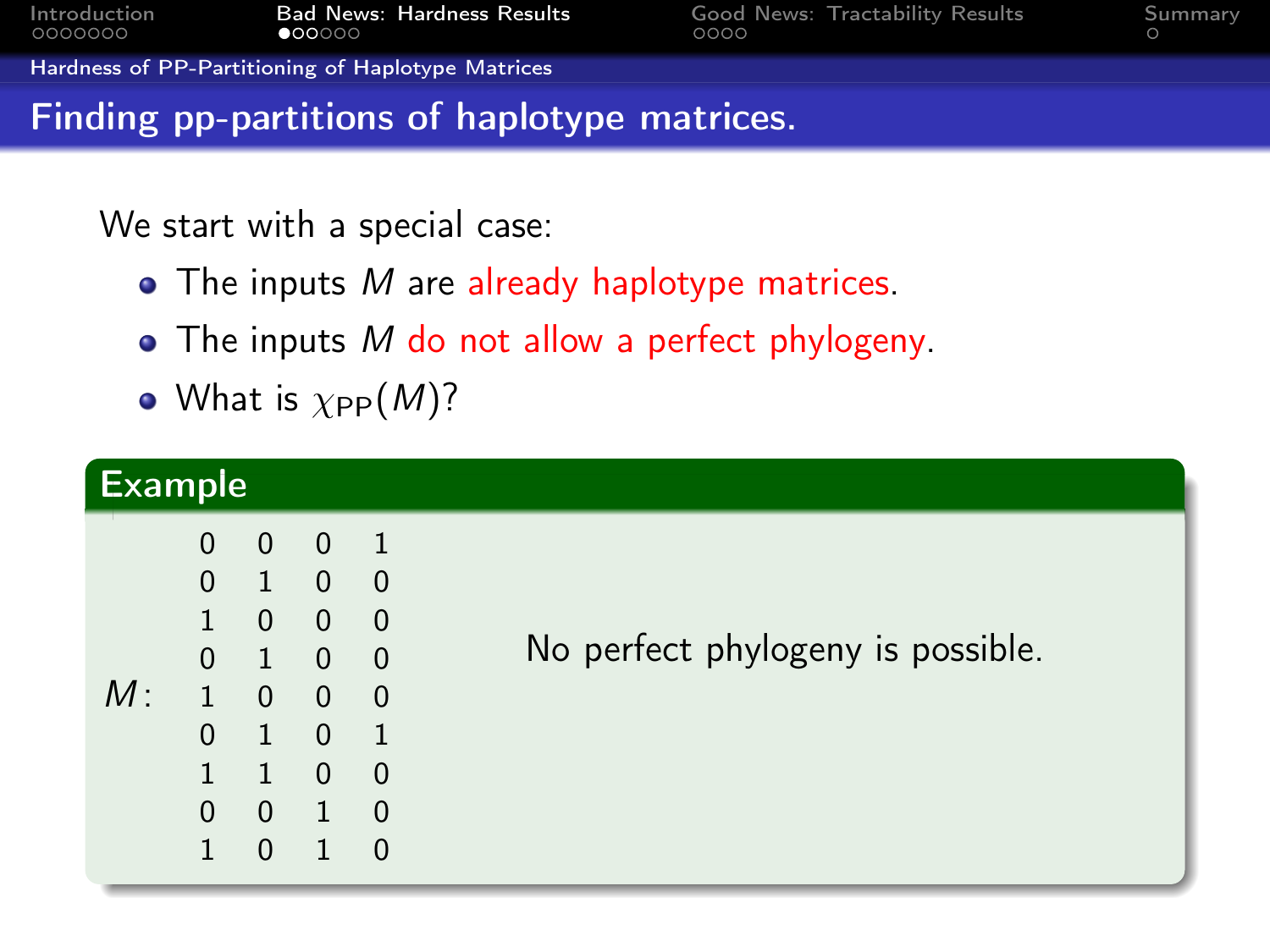## Finding pp-partitions of haplotype matrices.

We start with a special case:

- The inputs $M$ are already haplotype matrices.
- The inputs $M$ do not allow a perfect phylogeny.
- What is $\chi_{\text{PP}}(M)$?

**Example**

$$M: \begin{array}{cccc} 0 & 0 & 0 & 1 \\ 0 & 1 & 0 & 0 \\ 1 & 0 & 0 & 0 \\ 0 & 1 & 0 & 0 \\ 1 & 0 & 0 & 0 \\ 0 & 1 & 0 & 1 \\ 1 & 1 & 0 & 0 \\ 0 & 0 & 1 & 0 \\ 1 & 0 & 1 & 0 \end{array}$$

No perfect phylogeny is possible.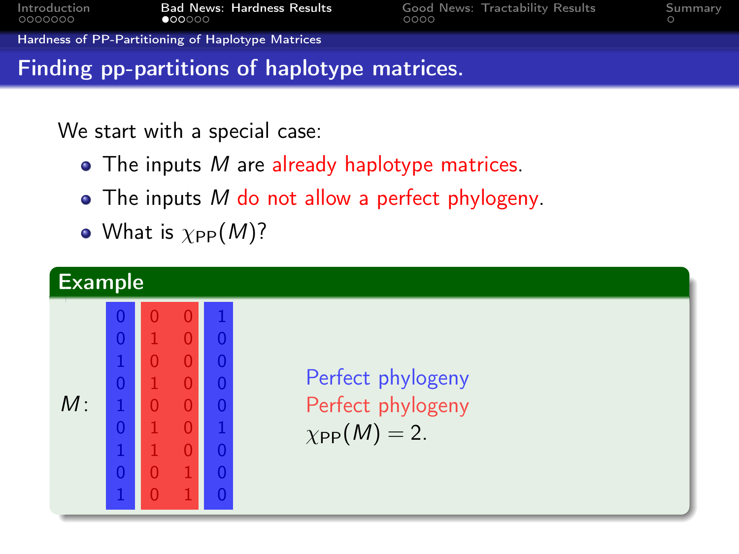## Finding pp-partitions of haplotype matrices.

We start with a special case:

- The inputs $M$ are already haplotype matrices.
- The inputs $M$ do not allow a perfect phylogeny.
- What is $\chi_{\text{PP}}(M)$?

**Example**

$M$:

| | | | |
|---|---|---|---|
| 0 | 0 | 0 | 1 |
| 0 | 1 | 0 | 0 |
| 1 | 0 | 0 | 0 |
| 0 | 1 | 0 | 0 |
| 1 | 0 | 0 | 0 |
| 0 | 1 | 0 | 1 |
| 1 | 1 | 0 | 0 |
| 0 | 0 | 1 | 0 |
| 1 | 0 | 1 | 0 |

Perfect phylogeny

Perfect phylogeny

$\chi_{\text{PP}}(M) = 2.$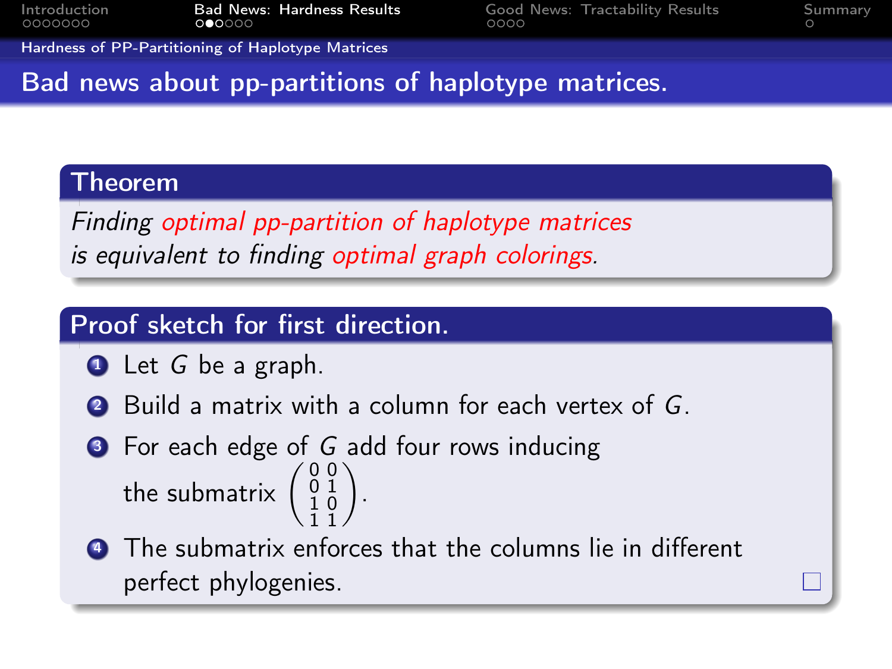## Bad news about pp-partitions of haplotype matrices.

### Theorem

*Finding optimal pp-partition of haplotype matrices is equivalent to finding optimal graph colorings.*

### Proof sketch for first direction.

1. Let $G$ be a graph.
2. Build a matrix with a column for each vertex of $G$.
3. For each edge of $G$ add four rows inducing the submatrix $\begin{pmatrix} 0 & 0 \\ 0 & 1 \\ 1 & 0 \\ 1 & 1 \end{pmatrix}$.
4. The submatrix enforces that the columns lie in different perfect phylogenies. □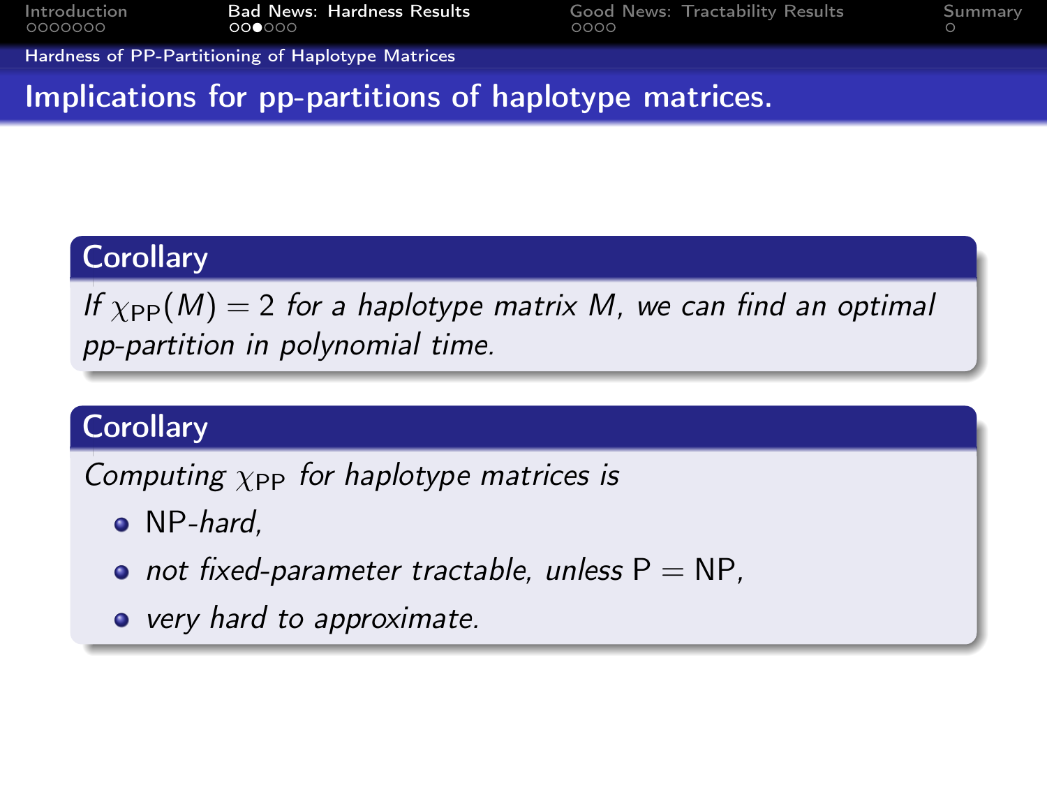## Implications for pp-partitions of haplotype matrices.

**Corollary**

*If $\chi_{\mathrm{PP}}(M) = 2$ for a haplotype matrix $M$, we can find an optimal pp-partition in polynomial time.*

**Corollary**

*Computing $\chi_{\mathrm{PP}}$ for haplotype matrices is*

- NP-*hard,*
- *not fixed-parameter tractable, unless* P = NP,
- *very hard to approximate.*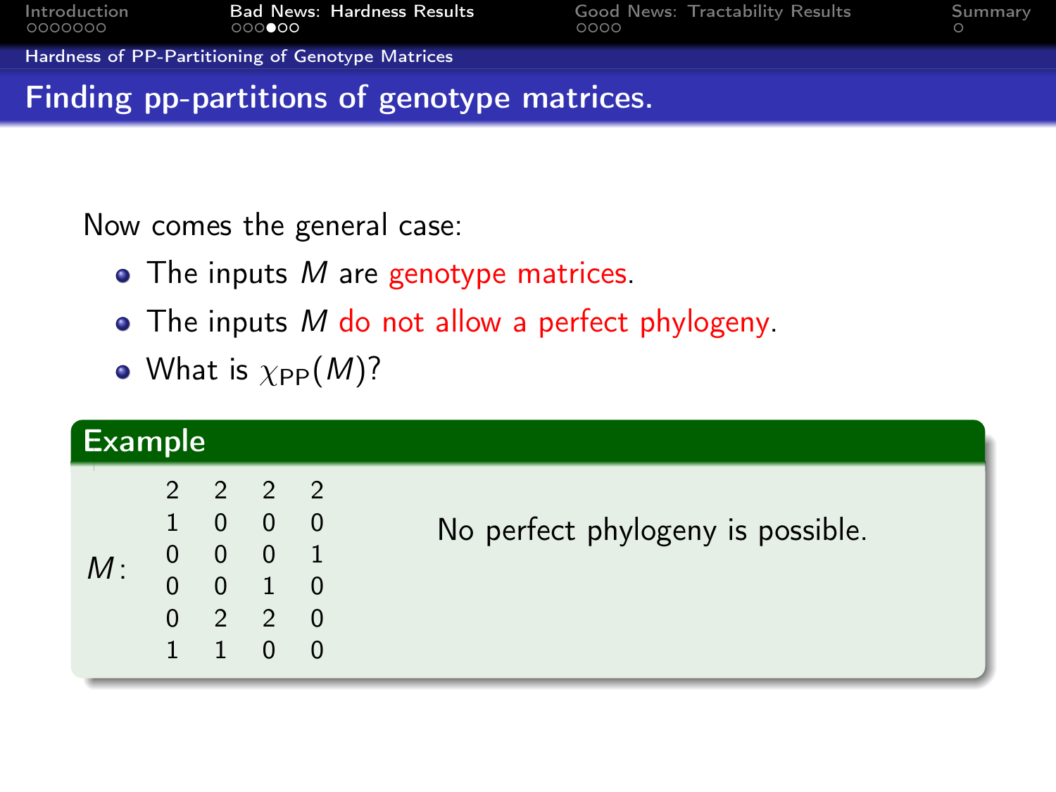## Finding pp-partitions of genotype matrices.

Now comes the general case:

- The inputs $M$ are genotype matrices.
- The inputs $M$ do not allow a perfect phylogeny.
- What is $\chi_{\text{PP}}(M)$?

**Example**

$$M: \begin{matrix} 2 & 2 & 2 & 2 \\ 1 & 0 & 0 & 0 \\ 0 & 0 & 0 & 1 \\ 0 & 0 & 1 & 0 \\ 0 & 2 & 2 & 0 \\ 1 & 1 & 0 & 0 \end{matrix}$$

No perfect phylogeny is possible.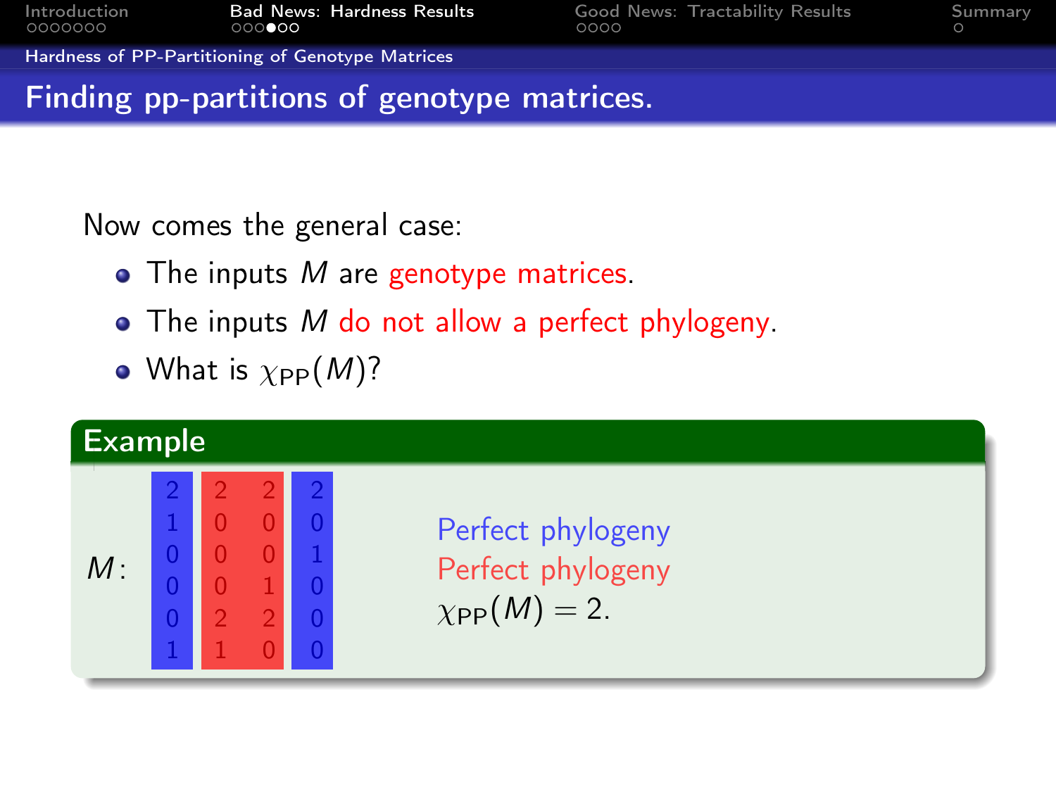## Finding pp-partitions of genotype matrices.

Now comes the general case:

- The inputs $M$ are genotype matrices.
- The inputs $M$ do not allow a perfect phylogeny.
- What is $\chi_{\text{PP}}(M)$?

**Example**

$M$:

| | | | |
|---|---|---|---|
| 2 | 2 | 2 | 2 |
| 1 | 0 | 0 | 0 |
| 0 | 0 | 0 | 1 |
| 0 | 0 | 1 | 0 |
| 0 | 2 | 2 | 0 |
| 1 | 1 | 0 | 0 |

Perfect phylogeny (columns 1 and 4)
Perfect phylogeny (columns 2 and 3)
$\chi_{\text{PP}}(M) = 2.$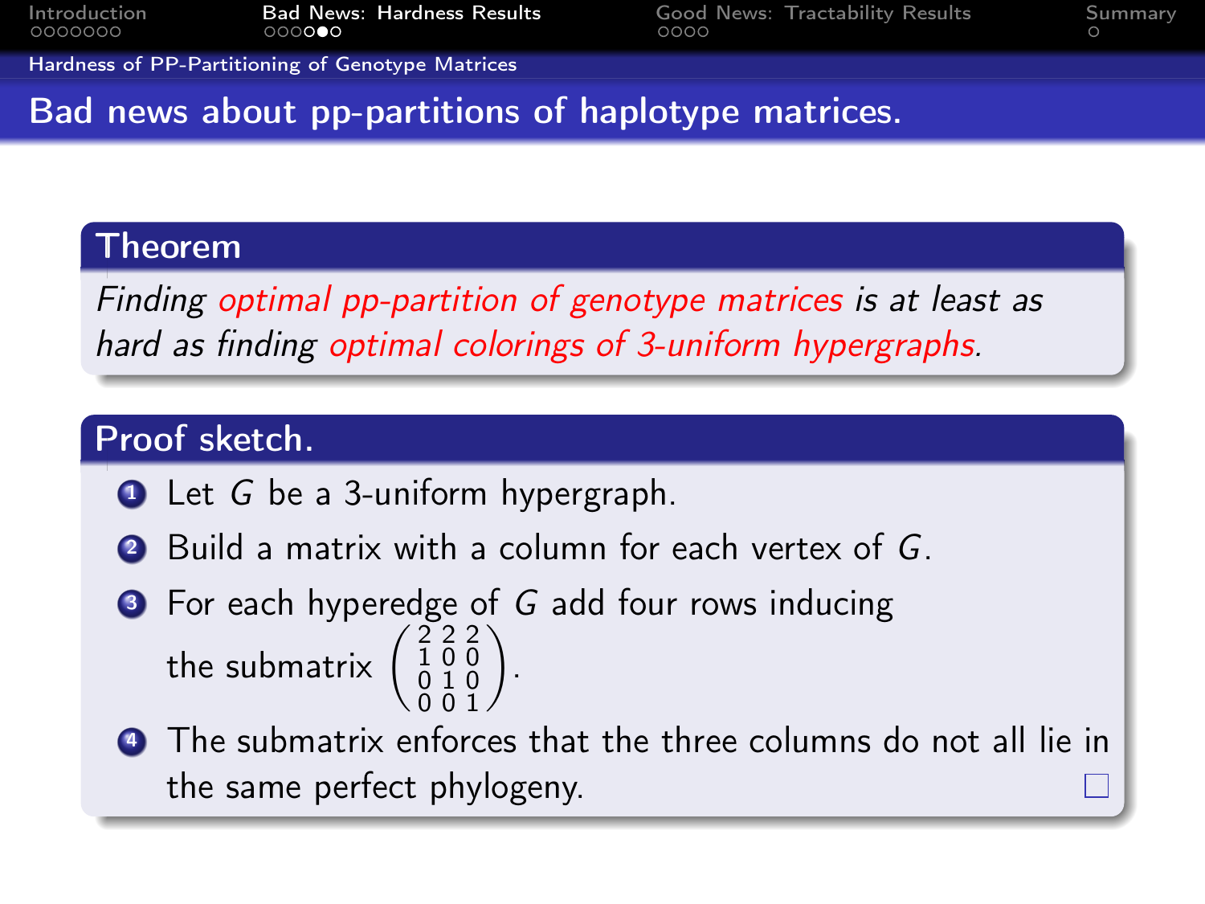## Bad news about pp-partitions of haplotype matrices.

### Theorem

*Finding optimal pp-partition of genotype matrices is at least as hard as finding optimal colorings of 3-uniform hypergraphs.*

### Proof sketch.

1. Let $G$ be a 3-uniform hypergraph.
2. Build a matrix with a column for each vertex of $G$.
3. For each hyperedge of $G$ add four rows inducing the submatrix $\begin{pmatrix} 2 & 2 & 2 \\ 1 & 0 & 0 \\ 0 & 1 & 0 \\ 0 & 0 & 1 \end{pmatrix}$.
4. The submatrix enforces that the three columns do not all lie in the same perfect phylogeny. □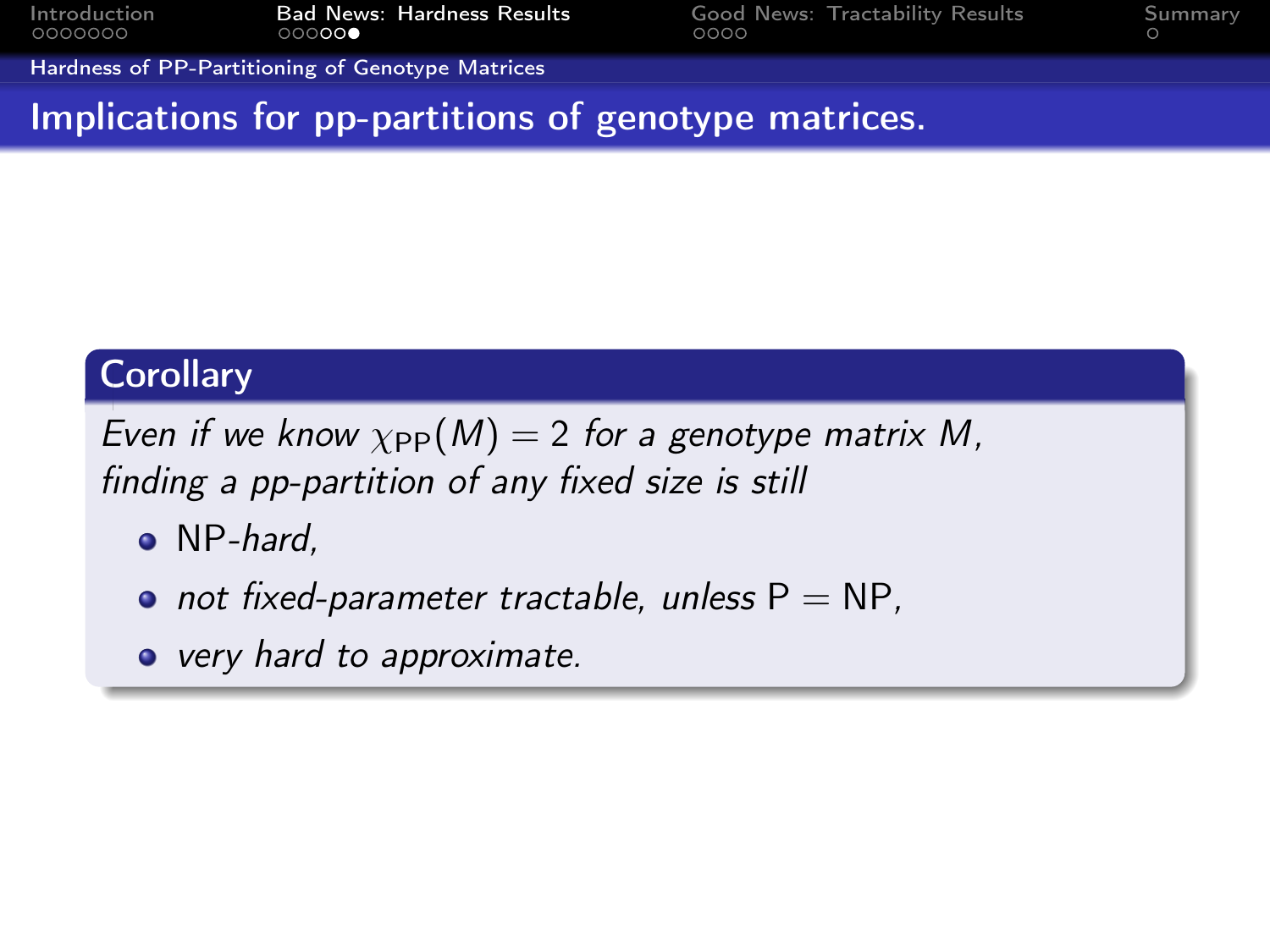## Implications for pp-partitions of genotype matrices.

**Corollary**

*Even if we know $\chi_{\text{PP}}(M) = 2$ for a genotype matrix $M$, finding a pp-partition of any fixed size is still*

- NP-*hard,*
- *not fixed-parameter tractable, unless* $\text{P} = \text{NP}$,
- *very hard to approximate.*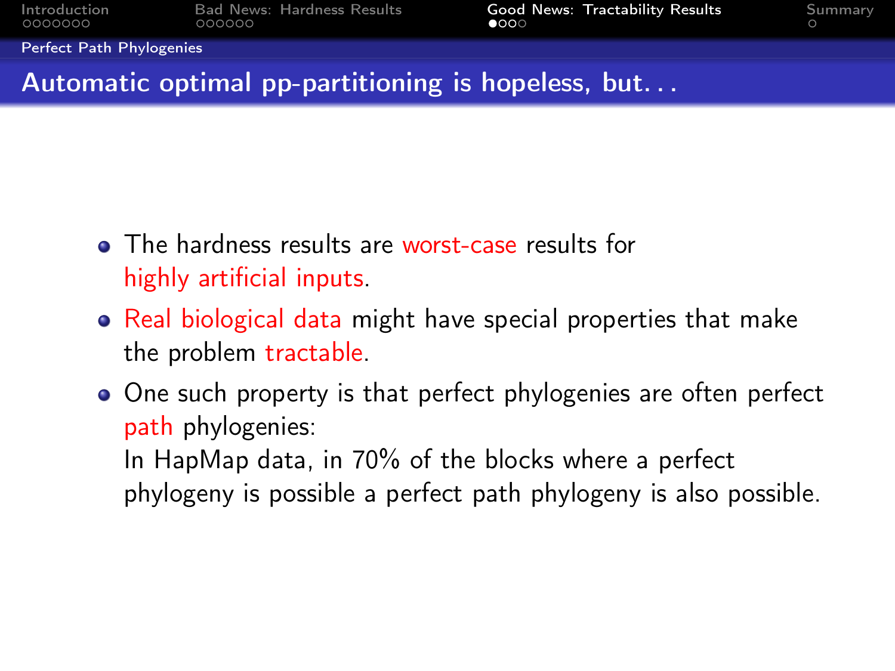## Automatic optimal pp-partitioning is hopeless, but...

- The hardness results are worst-case results for highly artificial inputs.
- Real biological data might have special properties that make the problem tractable.
- One such property is that perfect phylogenies are often perfect path phylogenies:
  In HapMap data, in 70% of the blocks where a perfect phylogeny is possible a perfect path phylogeny is also possible.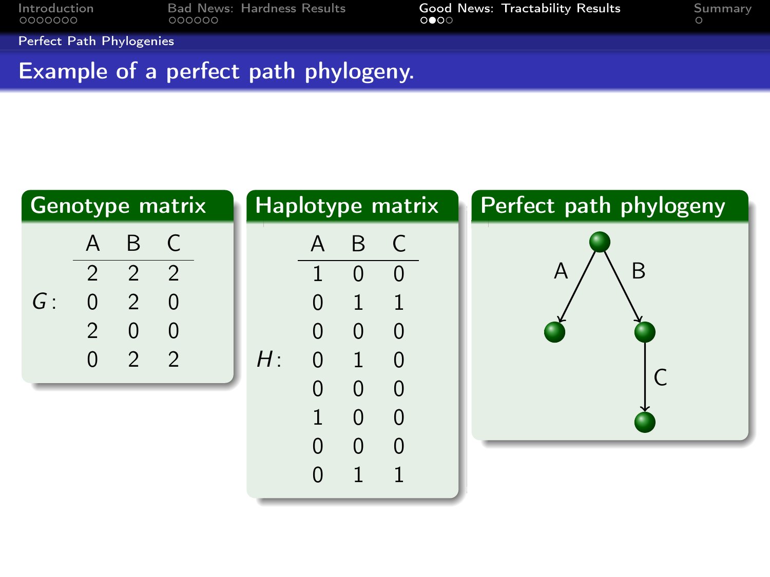## Example of a perfect path phylogeny.

### Genotype matrix

$G$:

| A | B | C |
|---|---|---|
| 2 | 2 | 2 |
| 0 | 2 | 0 |
| 2 | 0 | 0 |
| 0 | 2 | 2 |

### Haplotype matrix

$H$:

| A | B | C |
|---|---|---|
| 1 | 0 | 0 |
| 0 | 1 | 1 |
| 0 | 0 | 0 |
| 0 | 1 | 0 |
| 0 | 0 | 0 |
| 1 | 0 | 0 |
| 0 | 0 | 0 |
| 0 | 1 | 1 |

### Perfect path phylogeny

A B C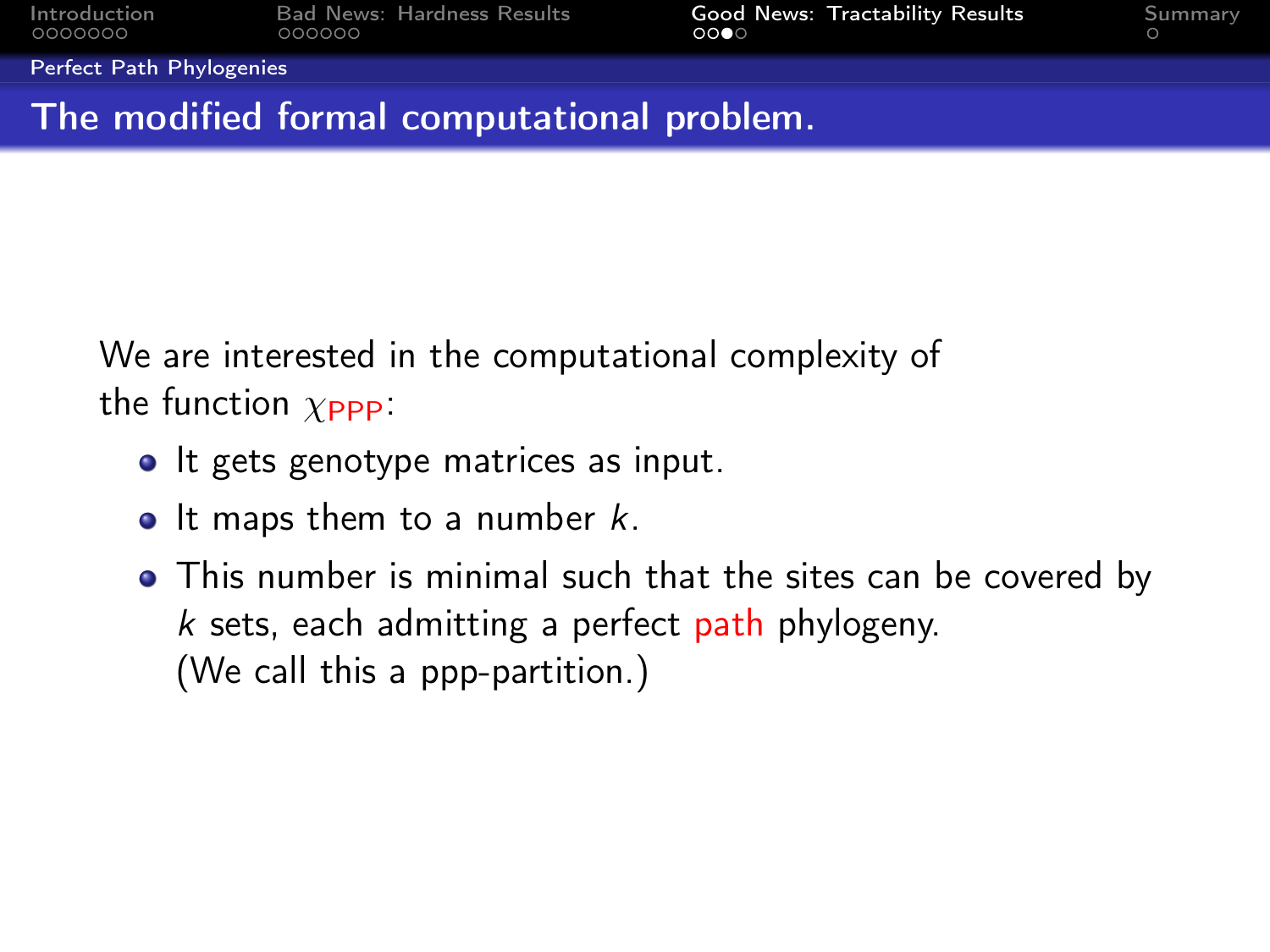# The modified formal computational problem.

We are interested in the computational complexity of the function $\chi_{\text{PPP}}$:

- It gets genotype matrices as input.
- It maps them to a number $k$.
- This number is minimal such that the sites can be covered by $k$ sets, each admitting a perfect path phylogeny. (We call this a ppp-partition.)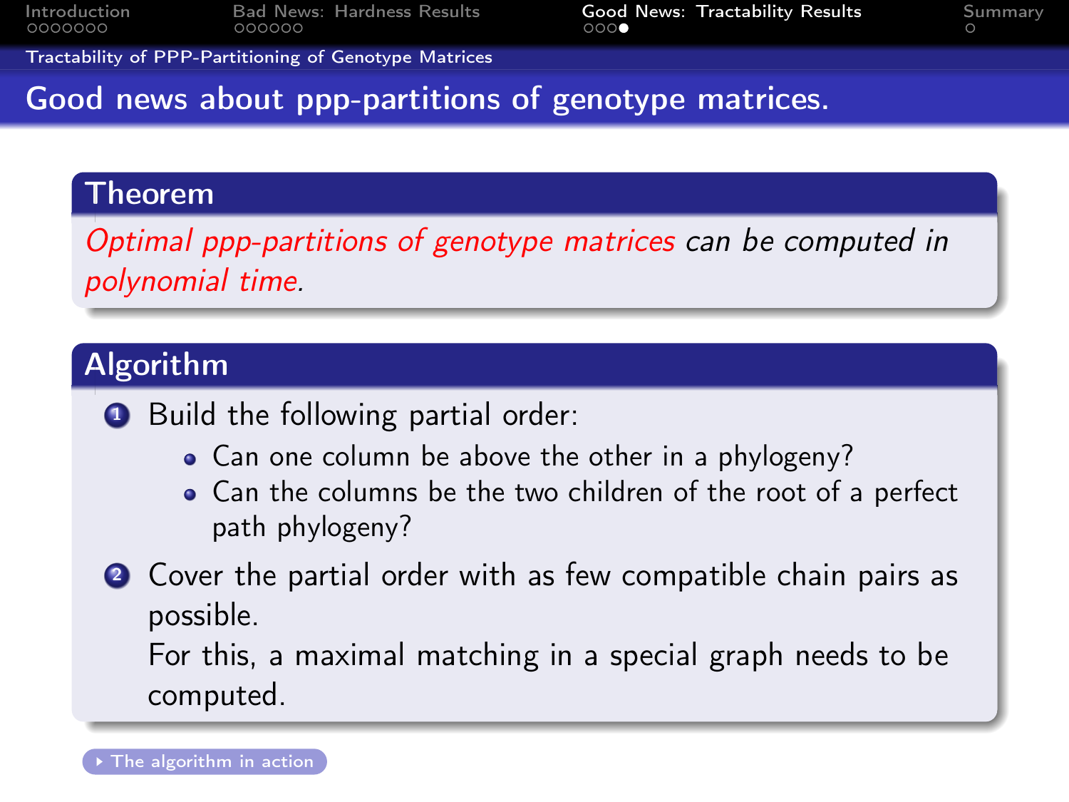## Good news about ppp-partitions of genotype matrices.

### Theorem

*Optimal ppp-partitions of genotype matrices can be computed in polynomial time.*

### Algorithm

1. Build the following partial order:
   - Can one column be above the other in a phylogeny?
   - Can the columns be the two children of the root of a perfect path phylogeny?
2. Cover the partial order with as few compatible chain pairs as possible.
   For this, a maximal matching in a special graph needs to be computed.

The algorithm in action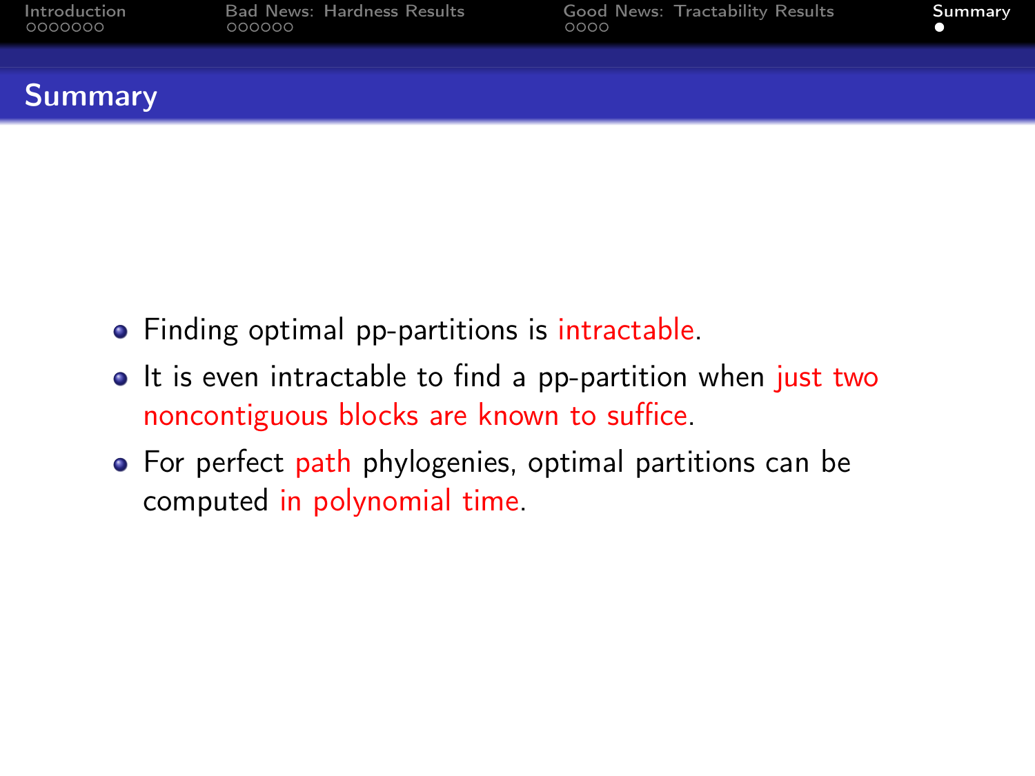## Summary

- Finding optimal pp-partitions is intractable.
- It is even intractable to find a pp-partition when just two noncontiguous blocks are known to suffice.
- For perfect path phylogenies, optimal partitions can be computed in polynomial time.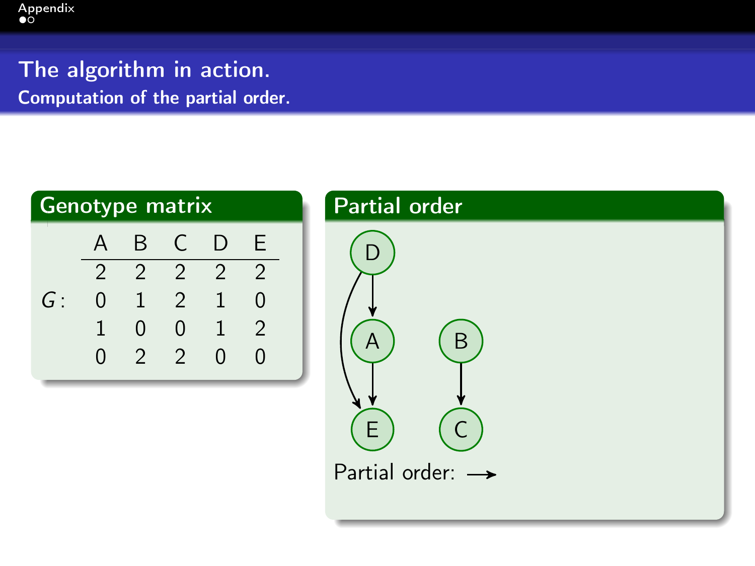# The algorithm in action.

## Computation of the partial order.

### Genotype matrix

| | A | B | C | D | E |
|---|---|---|---|---|---|
| | 2 | 2 | 2 | 2 | 2 |
| $G$: | 0 | 1 | 2 | 1 | 0 |
| | 1 | 0 | 0 | 1 | 2 |
| | 0 | 2 | 2 | 0 | 0 |

### Partial order

D → A, D → E, A → E, B → C

Partial order: $\longrightarrow$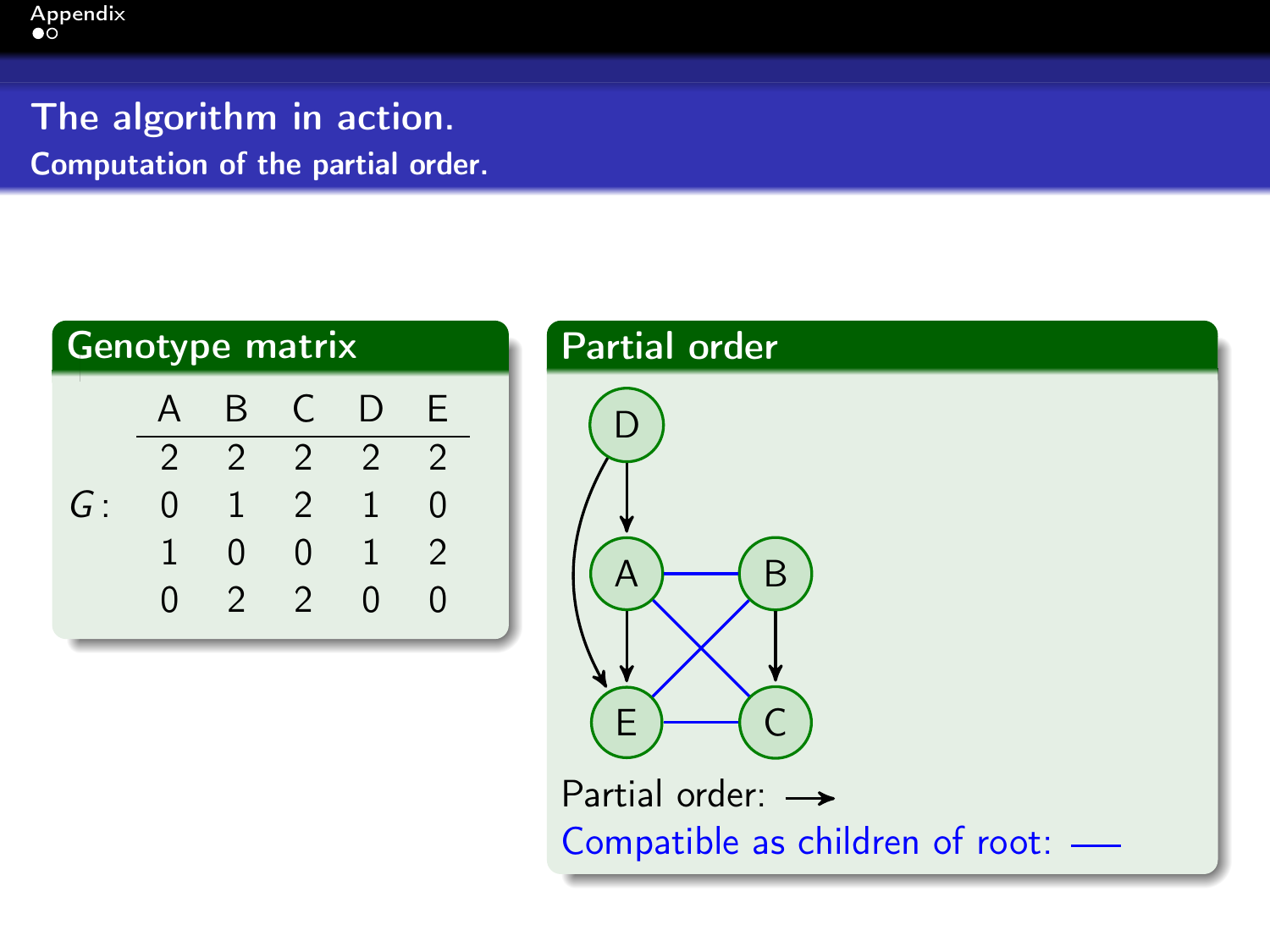# The algorithm in action.

## Computation of the partial order.

### Genotype matrix

$G$:

| A | B | C | D | E |
|---|---|---|---|---|
| 2 | 2 | 2 | 2 | 2 |
| 0 | 1 | 2 | 1 | 0 |
| 1 | 0 | 0 | 1 | 2 |
| 0 | 2 | 2 | 0 | 0 |

### Partial order

Partial order: $\longrightarrow$

Compatible as children of root: —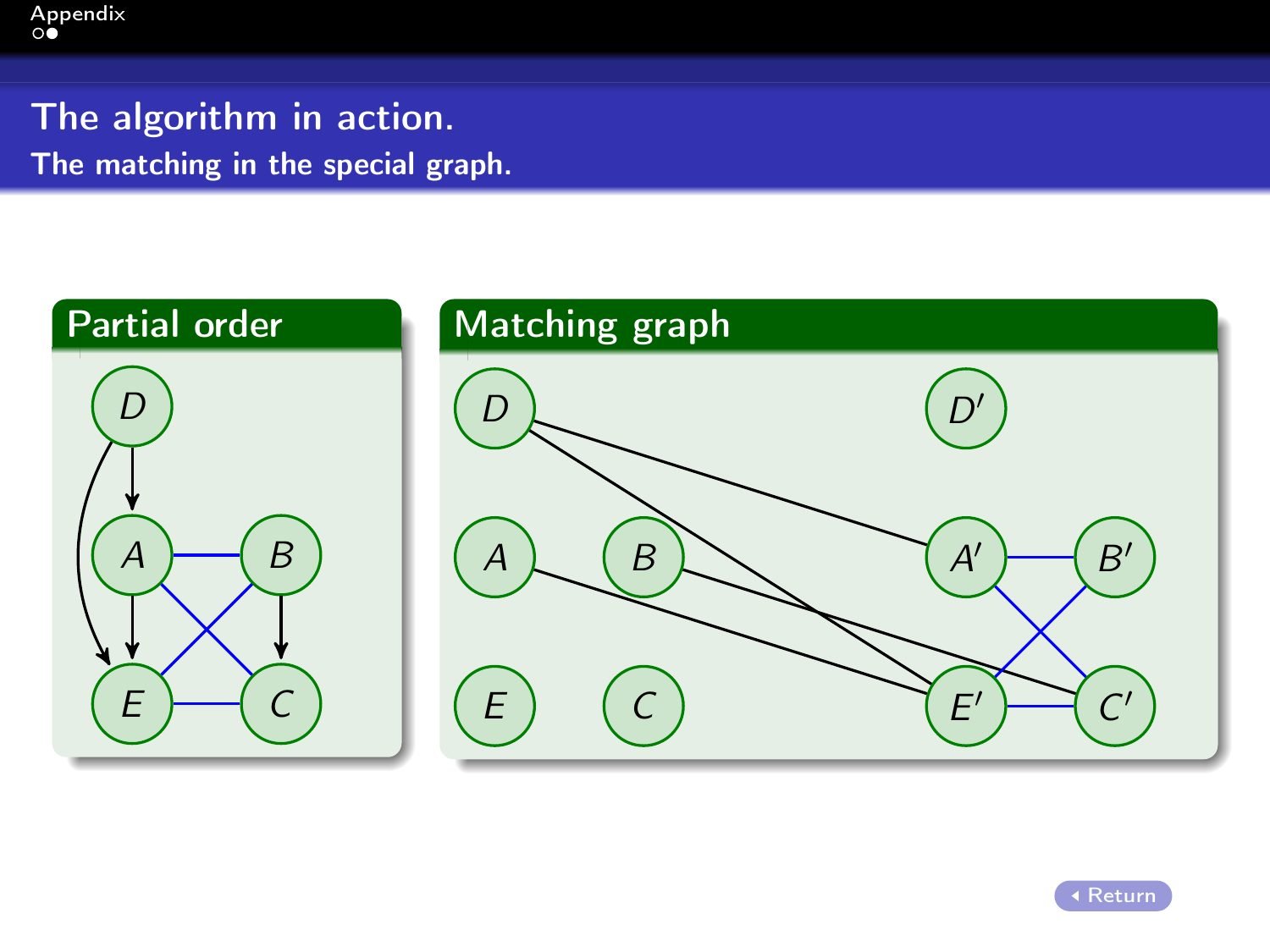# The algorithm in action.

## The matching in the special graph.

### Partial order

### Matching graph

Return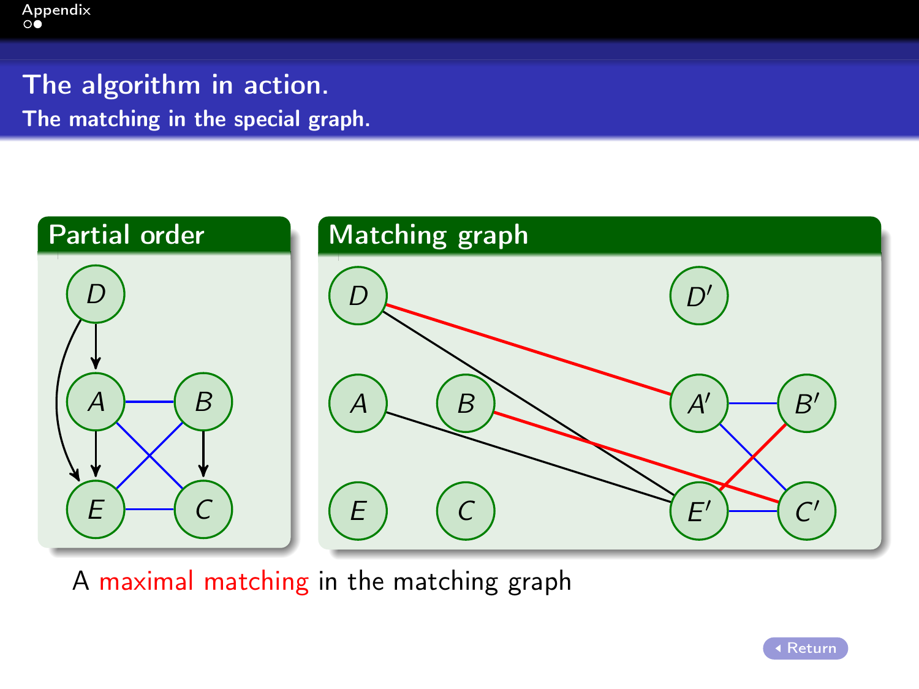# The algorithm in action.

## The matching in the special graph.

**Partial order**

**Matching graph**

A maximal matching in the matching graph

Return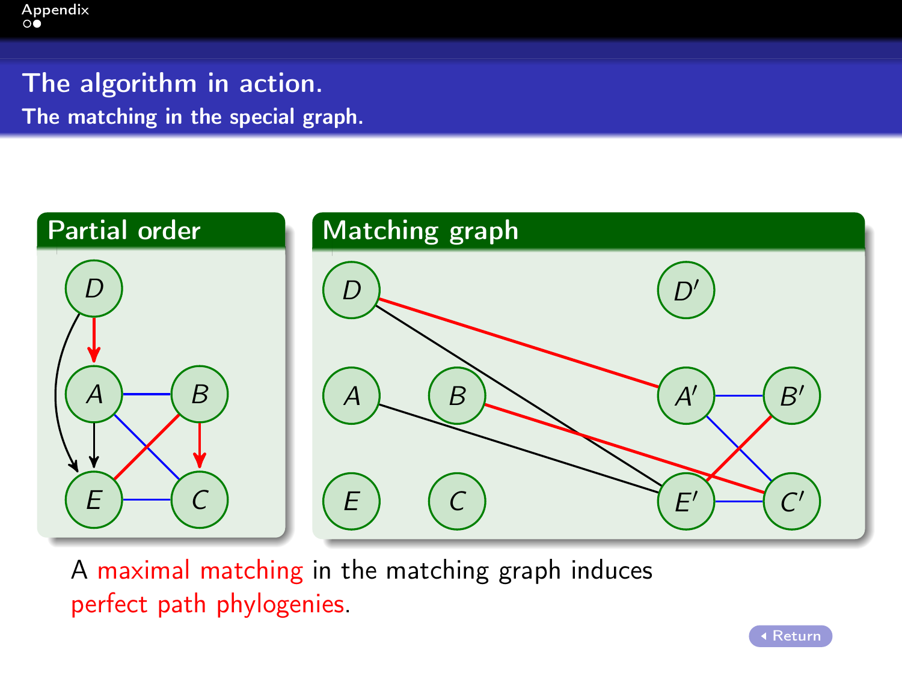# The algorithm in action.

## The matching in the special graph.

**Partial order**

$D$

$A$ $B$

$E$ $C$

**Matching graph**

$D$ $D'$

$A$ $B$ $A'$ $B'$

$E$ $C$ $E'$ $C'$

A maximal matching in the matching graph induces perfect path phylogenies.

Return